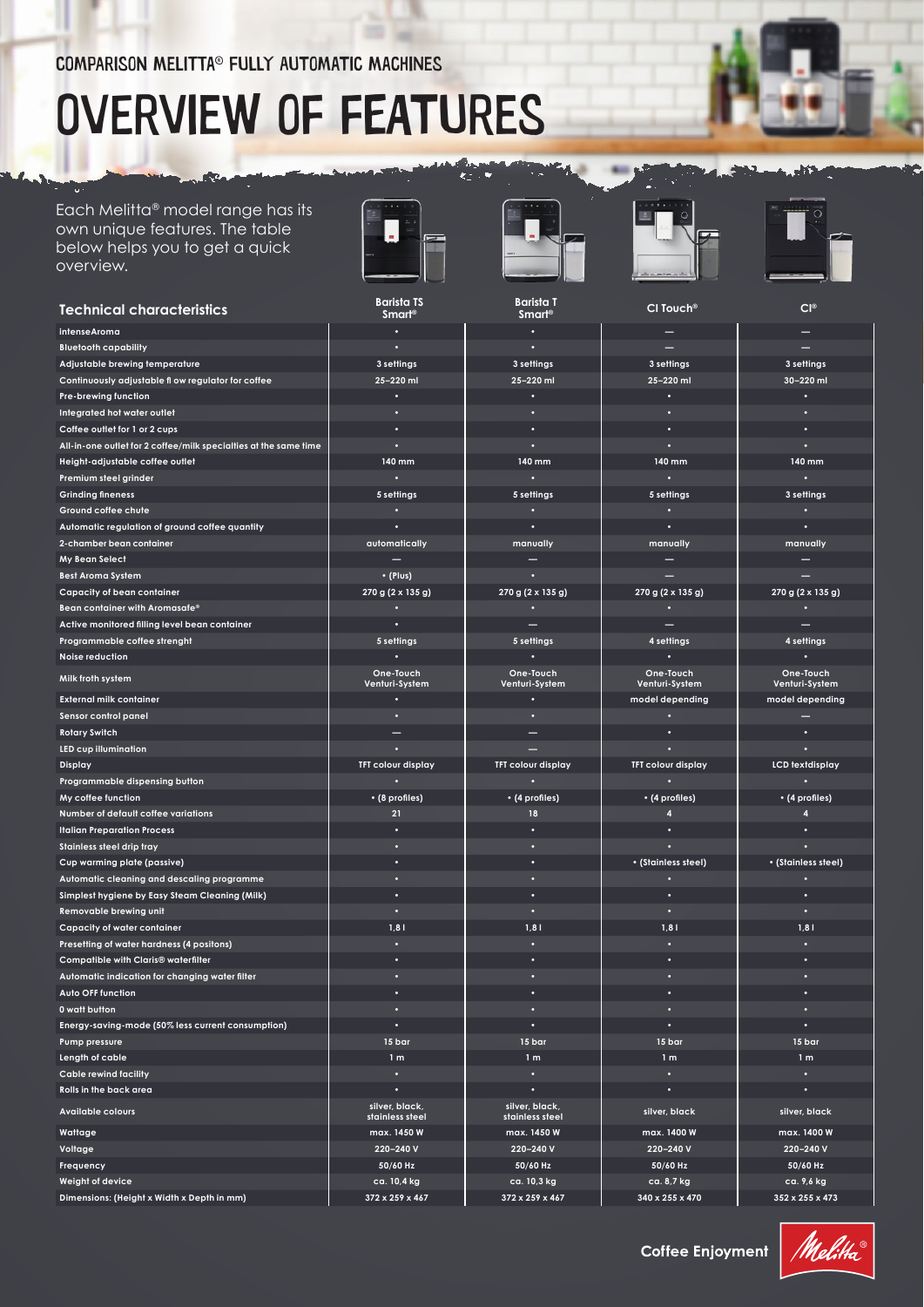COMPARISON MELITTA® FULLY AUTOMATIC MACHINES

# OVERVIEW OF FEATURES

Each Melitta® model range has its own unique features. The table below helps you to get a quick overview.

| Technical characteristics | Barista TS Smart® | Barista T Smart® | CI Touch® | CI® |
|---|---|---|---|---|
| intenseAroma | • | • | — | — |
| Bluetooth capability | • | • | — | — |
| Adjustable brewing temperature | 3 settings | 3 settings | 3 settings | 3 settings |
| Continuously adjustable fl ow regulator for coffee | 25–220 ml | 25–220 ml | 25–220 ml | 30–220 ml |
| Pre-brewing function | • | • | • | • |
| Integrated hot water outlet | • | • | • | • |
| Coffee outlet for 1 or 2 cups | • | • | • | • |
| All-in-one outlet for 2 coffee/milk specialties at the same time | • | • | • | • |
| Height-adjustable coffee outlet | 140 mm | 140 mm | 140 mm | 140 mm |
| Premium steel grinder | • | • | • | • |
| Grinding fineness | 5 settings | 5 settings | 5 settings | 3 settings |
| Ground coffee chute | • | • | • | • |
| Automatic regulation of ground coffee quantity | • | • | • | • |
| 2-chamber bean container | automatically | manually | manually | manually |
| My Bean Select | — | — | — | — |
| Best Aroma System | • (Plus) | • | — | — |
| Capacity of bean container | 270 g (2 x 135 g) | 270 g (2 x 135 g) | 270 g (2 x 135 g) | 270 g (2 x 135 g) |
| Bean container with Aromasafe® | • | • | • | • |
| Active monitored filling level bean container | • | — | — | — |
| Programmable coffee strenght | 5 settings | 5 settings | 4 settings | 4 settings |
| Noise reduction | • | • | • | • |
| Milk froth system | One-Touch Venturi-System | One-Touch Venturi-System | One-Touch Venturi-System | One-Touch Venturi-System |
| External milk container | • | • | model depending | model depending |
| Sensor control panel | • | • | • | — |
| Rotary Switch | — | — | • | • |
| LED cup illumination | • | — | • | • |
| Display | TFT colour display | TFT colour display | TFT colour display | LCD textdisplay |
| Programmable dispensing button | • | • | • | • |
| My coffee function | • (8 profiles) | • (4 profiles) | • (4 profiles) | • (4 profiles) |
| Number of default coffee variations | 21 | 18 | 4 | 4 |
| Italian Preparation Process | • | • | • | • |
| Stainless steel drip tray | • | • | • | • |
| Cup warming plate (passive) | • | • | • (Stainless steel) | • (Stainless steel) |
| Automatic cleaning and descaling programme | • | • | • | • |
| Simplest hygiene by Easy Steam Cleaning (Milk) | • | • | • | • |
| Removable brewing unit | • | • | • | • |
| Capacity of water container | 1,8 l | 1,8 l | 1,8 l | 1,8 l |
| Presetting of water hardness (4 positons) | • | • | • | • |
| Compatible with Claris® waterfilter | • | • | • | • |
| Automatic indication for changing water filter | • | • | • | • |
| Auto OFF function | • | • | • | • |
| 0 watt button | • | • | • | • |
| Energy-saving-mode (50% less current consumption) | • | • | • | • |
| Pump pressure | 15 bar | 15 bar | 15 bar | 15 bar |
| Length of cable | 1 m | 1 m | 1 m | 1 m |
| Cable rewind facility | • | • | • | • |
| Rolls in the back area | • | • | • | • |
| Available colours | silver, black, stainless steel | silver, black, stainless steel | silver, black | silver, black |
| Wattage | max. 1450 W | max. 1450 W | max. 1400 W | max. 1400 W |
| Voltage | 220–240 V | 220–240 V | 220–240 V | 220–240 V |
| Frequency | 50/60 Hz | 50/60 Hz | 50/60 Hz | 50/60 Hz |
| Weight of device | ca. 10,4 kg | ca. 10,3 kg | ca. 8,7 kg | ca. 9,6 kg |
| Dimensions: (Height x Width x Depth in mm) | 372 x 259 x 467 | 372 x 259 x 467 | 340 x 255 x 470 | 352 x 255 x 473 |

Coffee Enjoyment Melitta®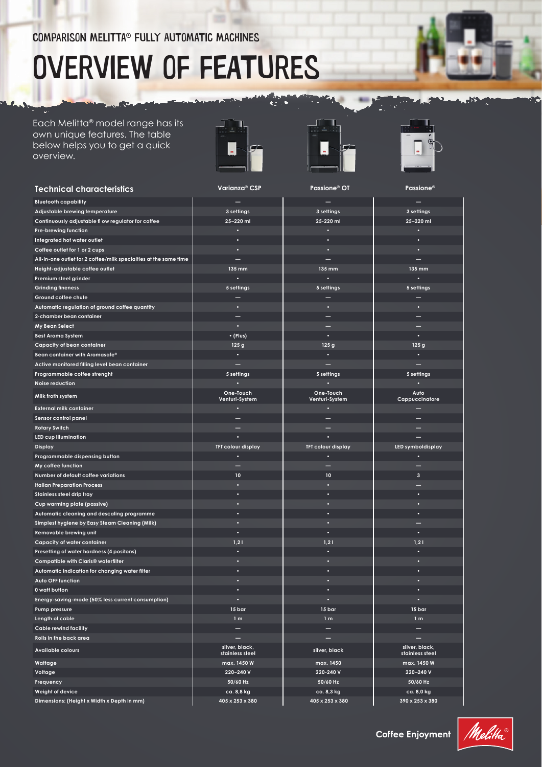COMPARISON MELITTA® FULLY AUTOMATIC MACHINES

# OVERVIEW OF FEATURES

Each Melitta® model range has its own unique features. The table below helps you to get a quick overview.

| Technical characteristics | Varianza® CSP | Passione® OT | Passione® |
|---|---|---|---|
| Bluetooth capability | — | — | — |
| Adjustable brewing temperature | 3 settings | 3 settings | 3 settings |
| Continuously adjustable fl ow regulator for coffee | 25–220 ml | 25-220 ml | 25–220 ml |
| Pre-brewing function | • | • | • |
| Integrated hot water outlet | • | • | • |
| Coffee outlet for 1 or 2 cups | • | • | • |
| All-in-one outlet for 2 coffee/milk specialties at the same time | — | — | — |
| Height-adjustable coffee outlet | 135 mm | 135 mm | 135 mm |
| Premium steel grinder | • | • | • |
| Grinding fineness | 5 settings | 5 settings | 5 settings |
| Ground coffee chute | — | — | — |
| Automatic regulation of ground coffee quantity | • | • | • |
| 2-chamber bean container | — | — | — |
| My Bean Select | • | — | — |
| Best Aroma System | • (Plus) | • | • |
| Capacity of bean container | 125 g | 125 g | 125 g |
| Bean container with Aromasafe® | • | • | • |
| Active monitored filling level bean container | — | — | — |
| Programmable coffee strenght | 5 settings | 5 settings | 5 settings |
| Noise reduction | • | • | • |
| Milk froth system | One-Touch Venturi-System | One-Touch Venturi-System | Auto Cappuccinatore |
| External milk container | • | • | — |
| Sensor control panel | — | — | — |
| Rotary Switch | — | — | — |
| LED cup illumination | • | • | — |
| Display | TFT colour display | TFT colour display | LED symboldisplay |
| Programmable dispensing button | • | • | • |
| My coffee function | — | — | — |
| Number of default coffee variations | 10 | 10 | 3 |
| Italian Preparation Process | • | • | — |
| Stainless steel drip tray | • | • | • |
| Cup warming plate (passive) | • | • | • |
| Automatic cleaning and descaling programme | • | • | • |
| Simplest hygiene by Easy Steam Cleaning (Milk) | • | • | — |
| Removable brewing unit | • | • | • |
| Capacity of water container | 1,2 l | 1,2 l | 1,2 l |
| Presetting of water hardness (4 positons) | • | • | • |
| Compatible with Claris® waterfilter | • | • | • |
| Automatic indication for changing water filter | • | • | • |
| Auto OFF function | • | • | • |
| 0 watt button | • | • | • |
| Energy-saving-mode (50% less current consumption) | • | • | • |
| Pump pressure | 15 bar | 15 bar | 15 bar |
| Length of cable | 1 m | 1 m | 1 m |
| Cable rewind facility | — | — | — |
| Rolls in the back area | — | — | — |
| Available colours | silver, black, stainless steel | silver, black | silver, black, stainless steel |
| Wattage | max. 1450 W | max. 1450 | max. 1450 W |
| Voltage | 220–240 V | 220-240 V | 220–240 V |
| Frequency | 50/60 Hz | 50/60 Hz | 50/60 Hz |
| Weight of device | ca. 8,8 kg | ca. 8,3 kg | ca. 8,0 kg |
| Dimensions: (Height x Width x Depth in mm) | 405 x 253 x 380 | 405 x 253 x 380 | 390 x 253 x 380 |

Coffee Enjoyment Melitta®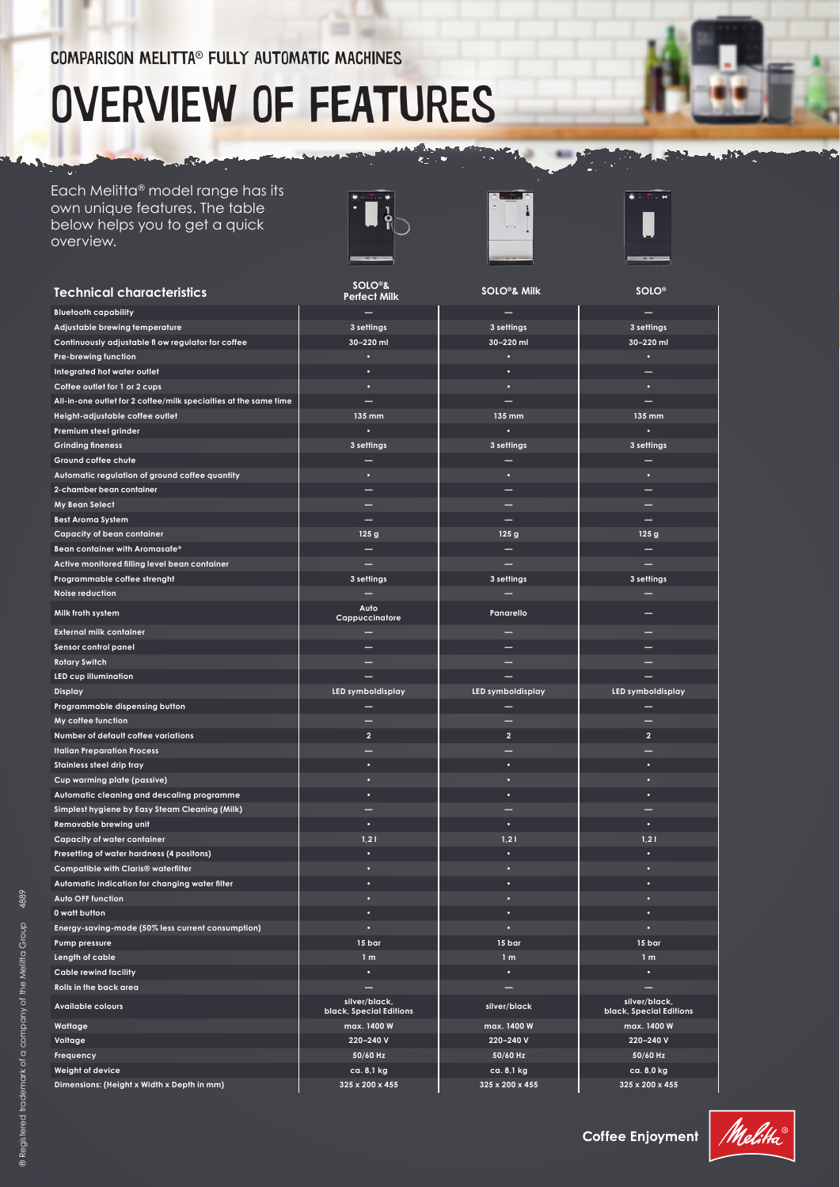COMPARISON MELITTA® FULLY AUTOMATIC MACHINES

# OVERVIEW OF FEATURES

Each Melitta® model range has its own unique features. The table below helps you to get a quick overview.

| Technical characteristics | SOLO®& Perfect Milk | SOLO®& Milk | SOLO® |
|---|---|---|---|
| Bluetooth capability | — | — | — |
| Adjustable brewing temperature | 3 settings | 3 settings | 3 settings |
| Continuously adjustable fl ow regulator for coffee | 30–220 ml | 30–220 ml | 30–220 ml |
| Pre-brewing function | • | • | • |
| Integrated hot water outlet | • | • | — |
| Coffee outlet for 1 or 2 cups | • | • | • |
| All-in-one outlet for 2 coffee/milk specialties at the same time | — | — | — |
| Height-adjustable coffee outlet | 135 mm | 135 mm | 135 mm |
| Premium steel grinder | • | • | • |
| Grinding fineness | 3 settings | 3 settings | 3 settings |
| Ground coffee chute | — | — | — |
| Automatic regulation of ground coffee quantity | • | • | • |
| 2-chamber bean container | — | — | — |
| My Bean Select | — | — | — |
| Best Aroma System | — | — | — |
| Capacity of bean container | 125 g | 125 g | 125 g |
| Bean container with Aromasafe® | — | — | — |
| Active monitored filling level bean container | — | — | — |
| Programmable coffee strenght | 3 settings | 3 settings | 3 settings |
| Noise reduction | — | — | — |
| Milk froth system | Auto Cappuccinatore | Panarello | — |
| External milk container | — | — | — |
| Sensor control panel | — | — | — |
| Rotary Switch | — | — | — |
| LED cup illumination | — | — | — |
| Display | LED symboldisplay | LED symboldisplay | LED symboldisplay |
| Programmable dispensing button | — | — | — |
| My coffee function | — | — | — |
| Number of default coffee variations | 2 | 2 | 2 |
| Italian Preparation Process | — | — | — |
| Stainless steel drip tray | • | • | • |
| Cup warming plate (passive) | • | • | • |
| Automatic cleaning and descaling programme | • | • | • |
| Simplest hygiene by Easy Steam Cleaning (Milk) | — | — | — |
| Removable brewing unit | • | • | • |
| Capacity of water container | 1,2 l | 1,2 l | 1,2 l |
| Presetting of water hardness (4 positons) | • | • | • |
| Compatible with Claris® waterfilter | • | • | • |
| Automatic indication for changing water filter | • | • | • |
| Auto OFF function | • | • | • |
| 0 watt button | • | • | • |
| Energy-saving-mode (50% less current consumption) | • | • | • |
| Pump pressure | 15 bar | 15 bar | 15 bar |
| Length of cable | 1 m | 1 m | 1 m |
| Cable rewind facility | • | • | • |
| Rolls in the back area | — | — | — |
| Available colours | silver/black, black, Special Editions | silver/black | silver/black, black, Special Editions |
| Wattage | max. 1400 W | max. 1400 W | max. 1400 W |
| Voltage | 220–240 V | 220–240 V | 220–240 V |
| Frequency | 50/60 Hz | 50/60 Hz | 50/60 Hz |
| Weight of device | ca. 8,1 kg | ca. 8,1 kg | ca. 8,0 kg |
| Dimensions: (Height x Width x Depth in mm) | 325 x 200 x 455 | 325 x 200 x 455 | 325 x 200 x 455 |

® Registered trademark of a company of the Melitta Group 4889

Coffee Enjoyment